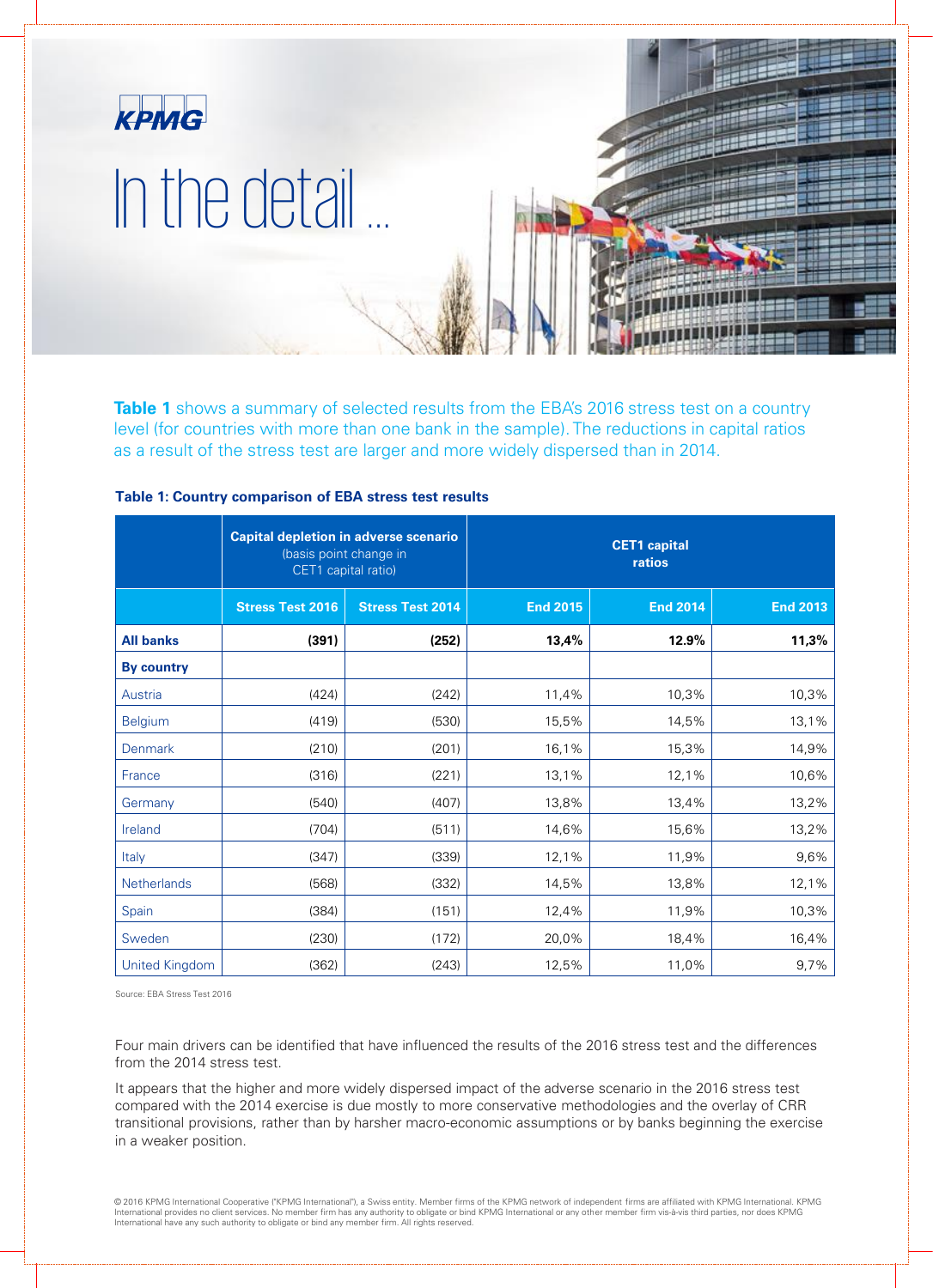KPMG

# In the detail ...

**Table 1** shows a summary of selected results from the EBA's 2016 stress test on a country level (for countries with more than one bank in the sample). The reductions in capital ratios as a result of the stress test are larger and more widely dispersed than in 2014.

**Table 1: Country comparison of EBA stress test results**

| | **Capital depletion in adverse scenario** (basis point change in CET1 capital ratio) | | **CET1 capital ratios** | | |
|---|---|---|---|---|---|
| | **Stress Test 2016** | **Stress Test 2014** | **End 2015** | **End 2014** | **End 2013** |
| **All banks** | **(391)** | **(252)** | **13,4%** | **12.9%** | **11,3%** |
| **By country** | | | | | |
| Austria | (424) | (242) | 11,4% | 10,3% | 10,3% |
| Belgium | (419) | (530) | 15,5% | 14,5% | 13,1% |
| Denmark | (210) | (201) | 16,1% | 15,3% | 14,9% |
| France | (316) | (221) | 13,1% | 12,1% | 10,6% |
| Germany | (540) | (407) | 13,8% | 13,4% | 13,2% |
| Ireland | (704) | (511) | 14,6% | 15,6% | 13,2% |
| Italy | (347) | (339) | 12,1% | 11,9% | 9,6% |
| Netherlands | (568) | (332) | 14,5% | 13,8% | 12,1% |
| Spain | (384) | (151) | 12,4% | 11,9% | 10,3% |
| Sweden | (230) | (172) | 20,0% | 18,4% | 16,4% |
| United Kingdom | (362) | (243) | 12,5% | 11,0% | 9,7% |

Source: EBA Stress Test 2016

Four main drivers can be identified that have influenced the results of the 2016 stress test and the differences from the 2014 stress test.

It appears that the higher and more widely dispersed impact of the adverse scenario in the 2016 stress test compared with the 2014 exercise is due mostly to more conservative methodologies and the overlay of CRR transitional provisions, rather than by harsher macro-economic assumptions or by banks beginning the exercise in a weaker position.

© 2016 KPMG International Cooperative ("KPMG International"), a Swiss entity. Member firms of the KPMG network of independent firms are affiliated with KPMG International. KPMG International provides no client services. No member firm has any authority to obligate or bind KPMG International or any other member firm vis-à-vis third parties, nor does KPMG International have any such authority to obligate or bind any member firm. All rights reserved.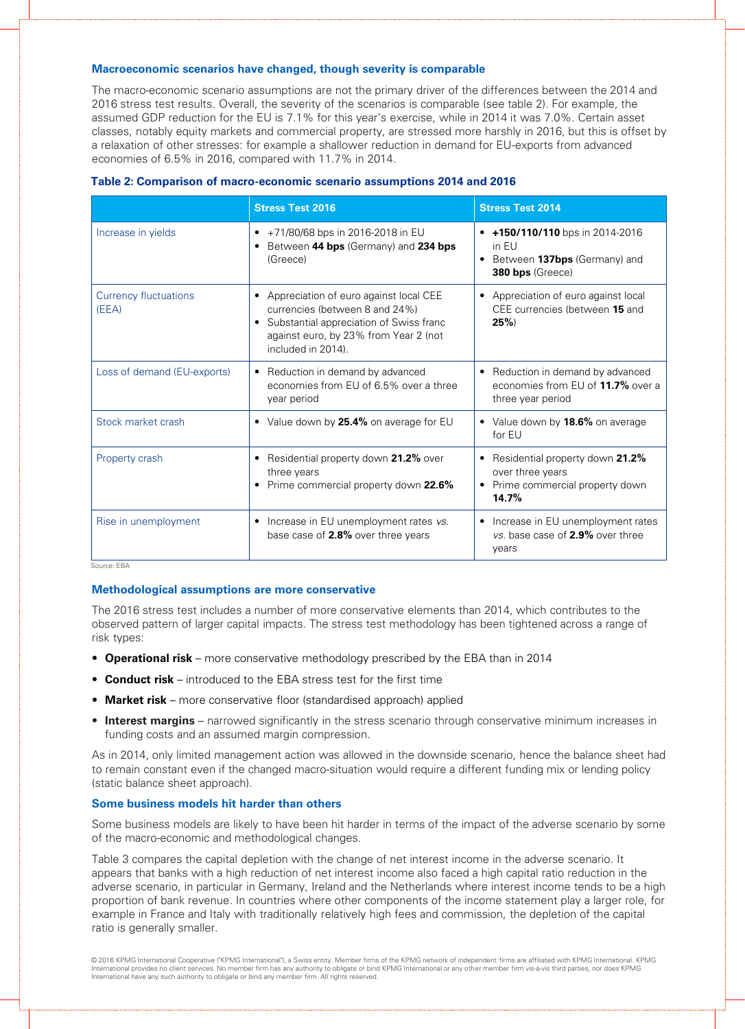### Macroeconomic scenarios have changed, though severity is comparable

The macro-economic scenario assumptions are not the primary driver of the differences between the 2014 and 2016 stress test results. Overall, the severity of the scenarios is comparable (see table 2). For example, the assumed GDP reduction for the EU is 7.1% for this year's exercise, while in 2014 it was 7.0%. Certain asset classes, notably equity markets and commercial property, are stressed more harshly in 2016, but this is offset by a relaxation of other stresses: for example a shallower reduction in demand for EU-exports from advanced economies of 6.5% in 2016, compared with 11.7% in 2014.

**Table 2: Comparison of macro-economic scenario assumptions 2014 and 2016**

| | Stress Test 2016 | Stress Test 2014 |
|---|---|---|
| Increase in yields | • +71/80/68 bps in 2016-2018 in EU<br>• Between **44 bps** (Germany) and **234 bps** (Greece) | • **+150/110/110** bps in 2014-2016 in EU<br>• Between **137bps** (Germany) and **380 bps** (Greece) |
| Currency fluctuations (EEA) | • Appreciation of euro against local CEE currencies (between 8 and 24%)<br>• Substantial appreciation of Swiss franc against euro, by 23% from Year 2 (not included in 2014). | • Appreciation of euro against local CEE currencies (between **15** and **25%**) |
| Loss of demand (EU-exports) | • Reduction in demand by advanced economies from EU of 6.5% over a three year period | • Reduction in demand by advanced economies from EU of **11.7%** over a three year period |
| Stock market crash | • Value down by **25.4%** on average for EU | • Value down by **18.6%** on average for EU |
| Property crash | • Residential property down **21.2%** over three years<br>• Prime commercial property down **22.6%** | • Residential property down **21.2%** over three years<br>• Prime commercial property down **14.7%** |
| Rise in unemployment | • Increase in EU unemployment rates *vs.* base case of **2.8%** over three years | • Increase in EU unemployment rates *vs.* base case of **2.9%** over three years |

Source: EBA

### Methodological assumptions are more conservative

The 2016 stress test includes a number of more conservative elements than 2014, which contributes to the observed pattern of larger capital impacts. The stress test methodology has been tightened across a range of risk types:

- **Operational risk** – more conservative methodology prescribed by the EBA than in 2014
- **Conduct risk** – introduced to the EBA stress test for the first time
- **Market risk** – more conservative floor (standardised approach) applied
- **Interest margins** – narrowed significantly in the stress scenario through conservative minimum increases in funding costs and an assumed margin compression.

As in 2014, only limited management action was allowed in the downside scenario, hence the balance sheet had to remain constant even if the changed macro-situation would require a different funding mix or lending policy (static balance sheet approach).

### Some business models hit harder than others

Some business models are likely to have been hit harder in terms of the impact of the adverse scenario by some of the macro-economic and methodological changes.

Table 3 compares the capital depletion with the change of net interest income in the adverse scenario. It appears that banks with a high reduction of net interest income also faced a high capital ratio reduction in the adverse scenario, in particular in Germany, Ireland and the Netherlands where interest income tends to be a high proportion of bank revenue. In countries where other components of the income statement play a larger role, for example in France and Italy with traditionally relatively high fees and commission, the depletion of the capital ratio is generally smaller.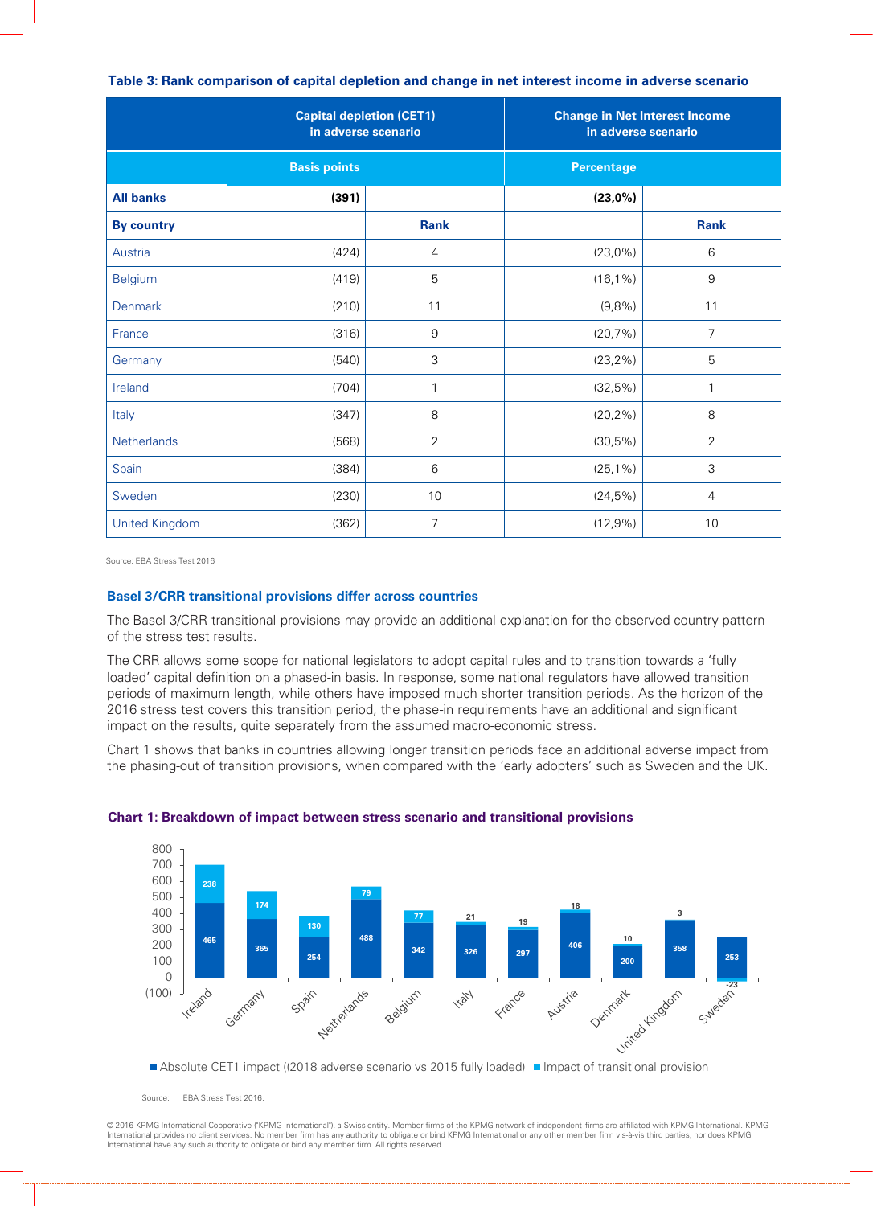**Table 3: Rank comparison of capital depletion and change in net interest income in adverse scenario**

| | Capital depletion (CET1) in adverse scenario | | Change in Net Interest Income in adverse scenario | |
|---|---|---|---|---|
| | Basis points | | Percentage | |
| **All banks** | **(391)** | | **(23,0%)** | |
| **By country** | | **Rank** | | **Rank** |
| Austria | (424) | 4 | (23,0%) | 6 |
| Belgium | (419) | 5 | (16,1%) | 9 |
| Denmark | (210) | 11 | (9,8%) | 11 |
| France | (316) | 9 | (20,7%) | 7 |
| Germany | (540) | 3 | (23,2%) | 5 |
| Ireland | (704) | 1 | (32,5%) | 1 |
| Italy | (347) | 8 | (20,2%) | 8 |
| Netherlands | (568) | 2 | (30,5%) | 2 |
| Spain | (384) | 6 | (25,1%) | 3 |
| Sweden | (230) | 10 | (24,5%) | 4 |
| United Kingdom | (362) | 7 | (12,9%) | 10 |

Source: EBA Stress Test 2016

## Basel 3/CRR transitional provisions differ across countries

The Basel 3/CRR transitional provisions may provide an additional explanation for the observed country pattern of the stress test results.

The CRR allows some scope for national legislators to adopt capital rules and to transition towards a 'fully loaded' capital definition on a phased-in basis. In response, some national regulators have allowed transition periods of maximum length, while others have imposed much shorter transition periods. As the horizon of the 2016 stress test covers this transition period, the phase-in requirements have an additional and significant impact on the results, quite separately from the assumed macro-economic stress.

Chart 1 shows that banks in countries allowing longer transition periods face an additional adverse impact from the phasing-out of transition provisions, when compared with the 'early adopters' such as Sweden and the UK.

**Chart 1: Breakdown of impact between stress scenario and transitional provisions**

| Country | Absolute CET1 impact ((2018 adverse scenario vs 2015 fully loaded) | Impact of transitional provision |
|---|---|---|
| Ireland | 465 | 238 |
| Germany | 365 | 174 |
| Spain | 254 | 130 |
| Netherlands | 488 | 79 |
| Belgium | 342 | 77 |
| Italy | 326 | 21 |
| France | 297 | 19 |
| Austria | 406 | 18 |
| Denmark | 200 | 10 |
| United Kingdom | 358 | 3 |
| Sweden | 253 | -23 |

Source: EBA Stress Test 2016.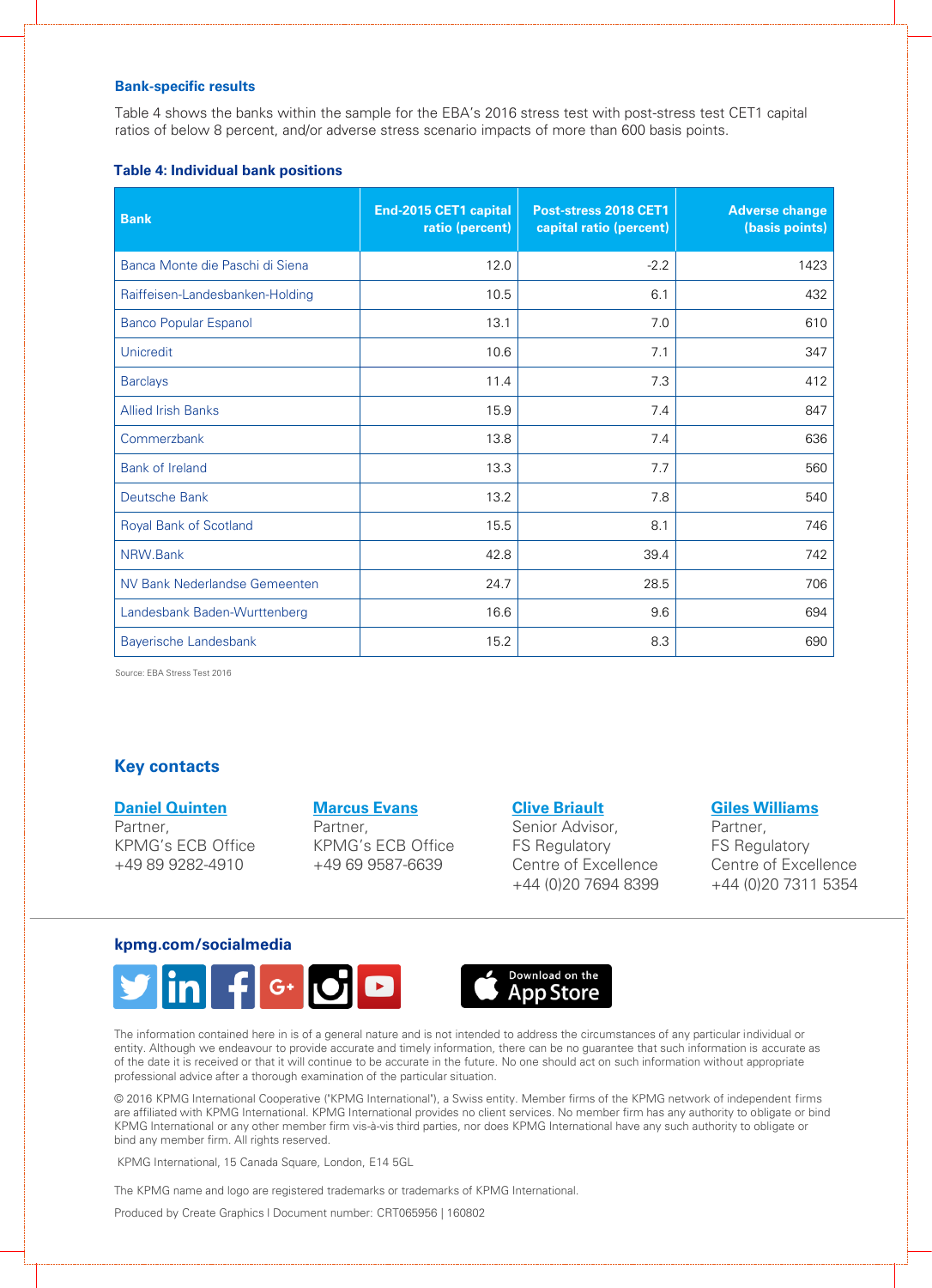### Bank-specific results

Table 4 shows the banks within the sample for the EBA's 2016 stress test with post-stress test CET1 capital ratios of below 8 percent, and/or adverse stress scenario impacts of more than 600 basis points.

**Table 4: Individual bank positions**

| Bank | End-2015 CET1 capital ratio (percent) | Post-stress 2018 CET1 capital ratio (percent) | Adverse change (basis points) |
|---|---|---|---|
| Banca Monte die Paschi di Siena | 12.0 | -2.2 | 1423 |
| Raiffeisen-Landesbanken-Holding | 10.5 | 6.1 | 432 |
| Banco Popular Espanol | 13.1 | 7.0 | 610 |
| Unicredit | 10.6 | 7.1 | 347 |
| Barclays | 11.4 | 7.3 | 412 |
| Allied Irish Banks | 15.9 | 7.4 | 847 |
| Commerzbank | 13.8 | 7.4 | 636 |
| Bank of Ireland | 13.3 | 7.7 | 560 |
| Deutsche Bank | 13.2 | 7.8 | 540 |
| Royal Bank of Scotland | 15.5 | 8.1 | 746 |
| NRW.Bank | 42.8 | 39.4 | 742 |
| NV Bank Nederlandse Gemeenten | 24.7 | 28.5 | 706 |
| Landesbank Baden-Wurttenberg | 16.6 | 9.6 | 694 |
| Bayerische Landesbank | 15.2 | 8.3 | 690 |

Source: EBA Stress Test 2016

## Key contacts

**Daniel Quinten**
Partner,
KPMG's ECB Office
+49 89 9282-4910

**Marcus Evans**
Partner,
KPMG's ECB Office
+49 69 9587-6639

**Clive Briault**
Senior Advisor,
FS Regulatory
Centre of Excellence
+44 (0)20 7694 8399

**Giles Williams**
Partner,
FS Regulatory
Centre of Excellence
+44 (0)20 7311 5354

**kpmg.com/socialmedia**

Download on the App Store

The information contained here in is of a general nature and is not intended to address the circumstances of any particular individual or entity. Although we endeavour to provide accurate and timely information, there can be no guarantee that such information is accurate as of the date it is received or that it will continue to be accurate in the future. No one should act on such information without appropriate professional advice after a thorough examination of the particular situation.

© 2016 KPMG International Cooperative ("KPMG International"), a Swiss entity. Member firms of the KPMG network of independent firms are affiliated with KPMG International. KPMG International provides no client services. No member firm has any authority to obligate or bind KPMG International or any other member firm vis-à-vis third parties, nor does KPMG International have any such authority to obligate or bind any member firm. All rights reserved.

KPMG International, 15 Canada Square, London, E14 5GL

The KPMG name and logo are registered trademarks or trademarks of KPMG International.

Produced by Create Graphics I Document number: CRT065956 | 160802